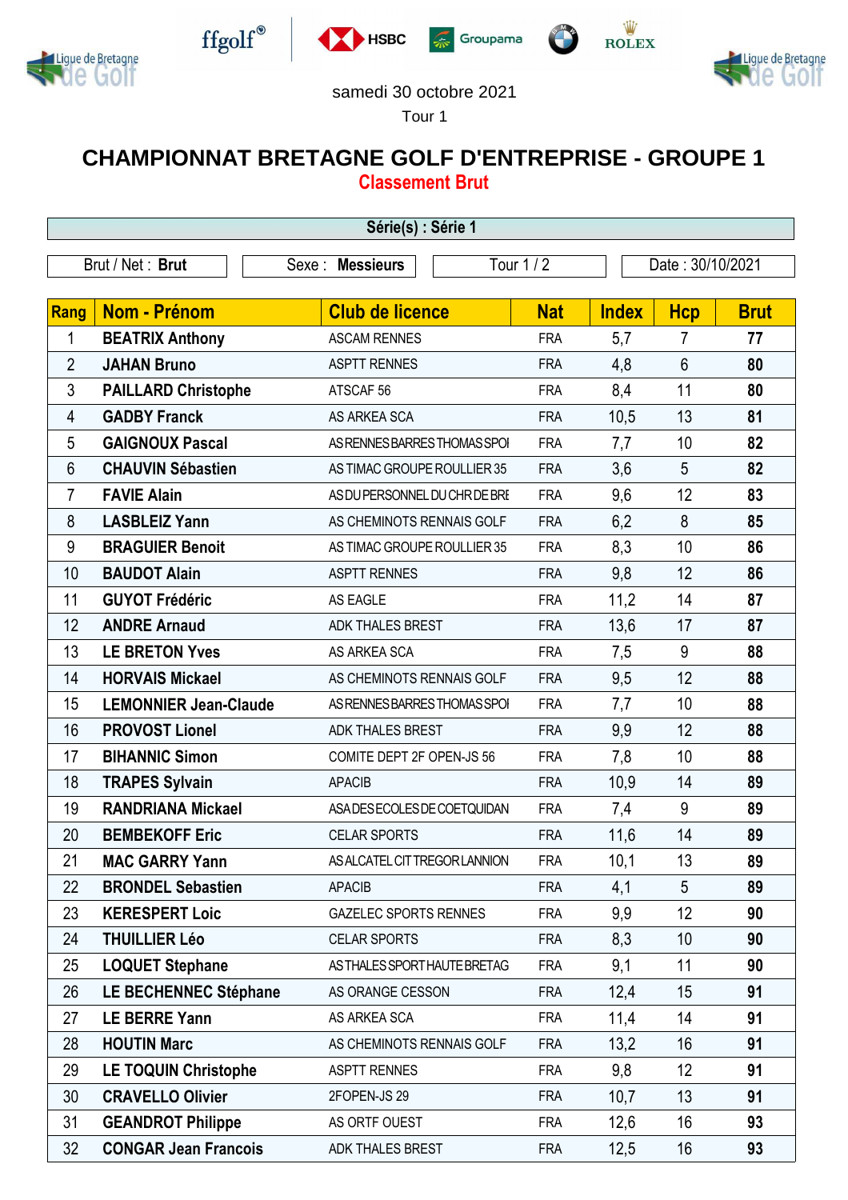samedi 30 octobre 2021

Tour 1

# CHAMPIONNAT BRETAGNE GOLF D'ENTREPRISE - GROUPE 1

## Classement Brut

**Série(s) : Série 1**

Brut / Net : **Brut** | Sexe : **Messieurs** | Tour 1 / 2 | Date : 30/10/2021

| Rang | Nom - Prénom | Club de licence | Nat | Index | Hcp | Brut |
|---|---|---|---|---|---|---|
| 1 | **BEATRIX Anthony** | ASCAM RENNES | FRA | 5,7 | 7 | **77** |
| 2 | **JAHAN Bruno** | ASPTT RENNES | FRA | 4,8 | 6 | **80** |
| 3 | **PAILLARD Christophe** | ATSCAF 56 | FRA | 8,4 | 11 | **80** |
| 4 | **GADBY Franck** | AS ARKEA SCA | FRA | 10,5 | 13 | **81** |
| 5 | **GAIGNOUX Pascal** | AS RENNES BARRES THOMAS SPOI | FRA | 7,7 | 10 | **82** |
| 6 | **CHAUVIN Sébastien** | AS TIMAC GROUPE ROULLIER 35 | FRA | 3,6 | 5 | **82** |
| 7 | **FAVIE Alain** | AS DU PERSONNEL DU CHR DE BRE | FRA | 9,6 | 12 | **83** |
| 8 | **LASBLEIZ Yann** | AS CHEMINOTS RENNAIS GOLF | FRA | 6,2 | 8 | **85** |
| 9 | **BRAGUIER Benoit** | AS TIMAC GROUPE ROULLIER 35 | FRA | 8,3 | 10 | **86** |
| 10 | **BAUDOT Alain** | ASPTT RENNES | FRA | 9,8 | 12 | **86** |
| 11 | **GUYOT Frédéric** | AS EAGLE | FRA | 11,2 | 14 | **87** |
| 12 | **ANDRE Arnaud** | ADK THALES BREST | FRA | 13,6 | 17 | **87** |
| 13 | **LE BRETON Yves** | AS ARKEA SCA | FRA | 7,5 | 9 | **88** |
| 14 | **HORVAIS Mickael** | AS CHEMINOTS RENNAIS GOLF | FRA | 9,5 | 12 | **88** |
| 15 | **LEMONNIER Jean-Claude** | AS RENNES BARRES THOMAS SPOI | FRA | 7,7 | 10 | **88** |
| 16 | **PROVOST Lionel** | ADK THALES BREST | FRA | 9,9 | 12 | **88** |
| 17 | **BIHANNIC Simon** | COMITE DEPT 2F OPEN-JS 56 | FRA | 7,8 | 10 | **88** |
| 18 | **TRAPES Sylvain** | APACIB | FRA | 10,9 | 14 | **89** |
| 19 | **RANDRIANA Mickael** | ASA DES ECOLES DE COETQUIDAN | FRA | 7,4 | 9 | **89** |
| 20 | **BEMBEKOFF Eric** | CELAR SPORTS | FRA | 11,6 | 14 | **89** |
| 21 | **MAC GARRY Yann** | AS ALCATEL CIT TREGOR LANNION | FRA | 10,1 | 13 | **89** |
| 22 | **BRONDEL Sebastien** | APACIB | FRA | 4,1 | 5 | **89** |
| 23 | **KERESPERT Loic** | GAZELEC SPORTS RENNES | FRA | 9,9 | 12 | **90** |
| 24 | **THUILLIER Léo** | CELAR SPORTS | FRA | 8,3 | 10 | **90** |
| 25 | **LOQUET Stephane** | AS THALES SPORT HAUTE BRETAG | FRA | 9,1 | 11 | **90** |
| 26 | **LE BECHENNEC Stéphane** | AS ORANGE CESSON | FRA | 12,4 | 15 | **91** |
| 27 | **LE BERRE Yann** | AS ARKEA SCA | FRA | 11,4 | 14 | **91** |
| 28 | **HOUTIN Marc** | AS CHEMINOTS RENNAIS GOLF | FRA | 13,2 | 16 | **91** |
| 29 | **LE TOQUIN Christophe** | ASPTT RENNES | FRA | 9,8 | 12 | **91** |
| 30 | **CRAVELLO Olivier** | 2FOPEN-JS 29 | FRA | 10,7 | 13 | **91** |
| 31 | **GEANDROT Philippe** | AS ORTF OUEST | FRA | 12,6 | 16 | **93** |
| 32 | **CONGAR Jean Francois** | ADK THALES BREST | FRA | 12,5 | 16 | **93** |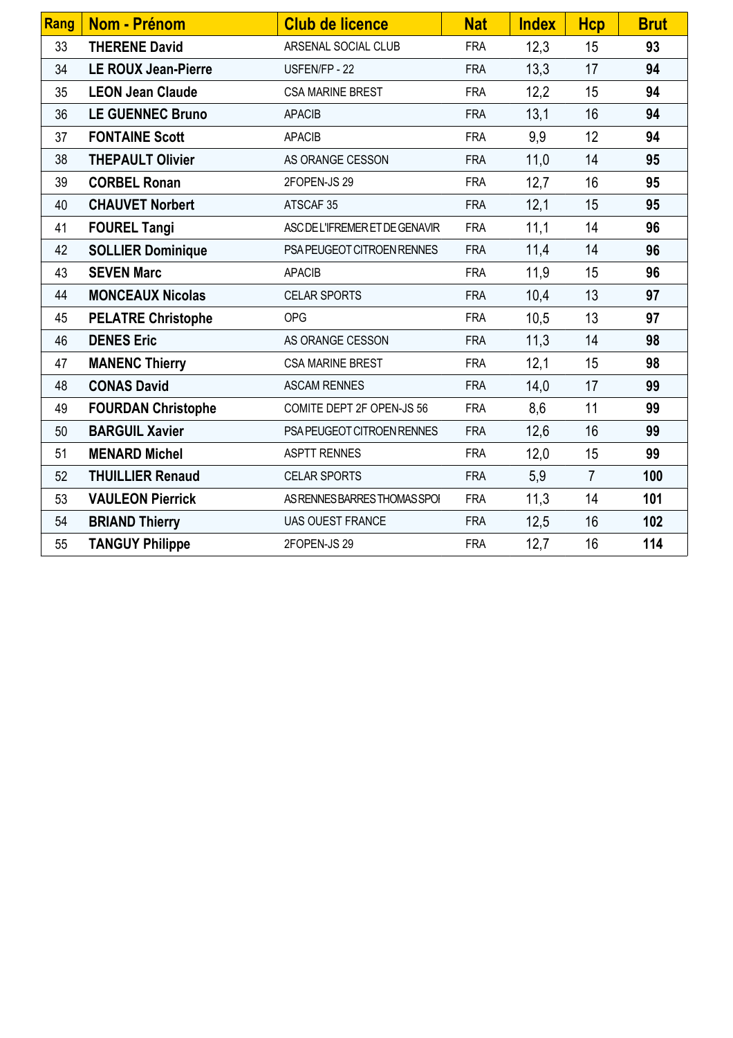| Rang | Nom - Prénom | Club de licence | Nat | Index | Hcp | Brut |
|---|---|---|---|---|---|---|
| 33 | **THERENE David** | ARSENAL SOCIAL CLUB | FRA | 12,3 | 15 | **93** |
| 34 | **LE ROUX Jean-Pierre** | USFEN/FP - 22 | FRA | 13,3 | 17 | **94** |
| 35 | **LEON Jean Claude** | CSA MARINE BREST | FRA | 12,2 | 15 | **94** |
| 36 | **LE GUENNEC Bruno** | APACIB | FRA | 13,1 | 16 | **94** |
| 37 | **FONTAINE Scott** | APACIB | FRA | 9,9 | 12 | **94** |
| 38 | **THEPAULT Olivier** | AS ORANGE CESSON | FRA | 11,0 | 14 | **95** |
| 39 | **CORBEL Ronan** | 2FOPEN-JS 29 | FRA | 12,7 | 16 | **95** |
| 40 | **CHAUVET Norbert** | ATSCAF 35 | FRA | 12,1 | 15 | **95** |
| 41 | **FOUREL Tangi** | ASC DE L'IFREMER ET DE GENAVIR | FRA | 11,1 | 14 | **96** |
| 42 | **SOLLIER Dominique** | PSA PEUGEOT CITROEN RENNES | FRA | 11,4 | 14 | **96** |
| 43 | **SEVEN Marc** | APACIB | FRA | 11,9 | 15 | **96** |
| 44 | **MONCEAUX Nicolas** | CELAR SPORTS | FRA | 10,4 | 13 | **97** |
| 45 | **PELATRE Christophe** | OPG | FRA | 10,5 | 13 | **97** |
| 46 | **DENES Eric** | AS ORANGE CESSON | FRA | 11,3 | 14 | **98** |
| 47 | **MANENC Thierry** | CSA MARINE BREST | FRA | 12,1 | 15 | **98** |
| 48 | **CONAS David** | ASCAM RENNES | FRA | 14,0 | 17 | **99** |
| 49 | **FOURDAN Christophe** | COMITE DEPT 2F OPEN-JS 56 | FRA | 8,6 | 11 | **99** |
| 50 | **BARGUIL Xavier** | PSA PEUGEOT CITROEN RENNES | FRA | 12,6 | 16 | **99** |
| 51 | **MENARD Michel** | ASPTT RENNES | FRA | 12,0 | 15 | **99** |
| 52 | **THUILLIER Renaud** | CELAR SPORTS | FRA | 5,9 | 7 | **100** |
| 53 | **VAULEON Pierrick** | AS RENNES BARRES THOMAS SPOI | FRA | 11,3 | 14 | **101** |
| 54 | **BRIAND Thierry** | UAS OUEST FRANCE | FRA | 12,5 | 16 | **102** |
| 55 | **TANGUY Philippe** | 2FOPEN-JS 29 | FRA | 12,7 | 16 | **114** |